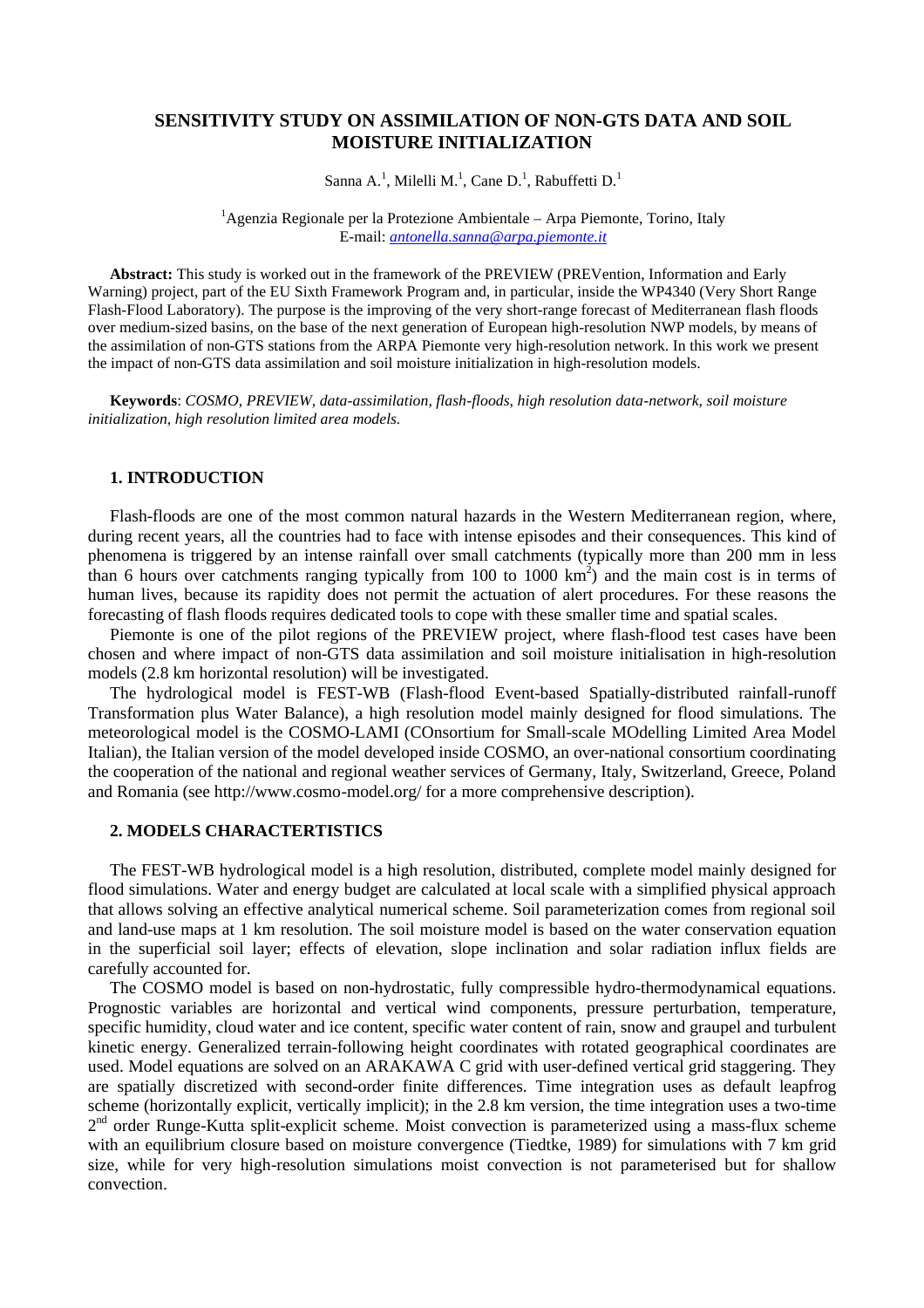# SENSITIVITY STUDY ON ASSIMILATION OF NON-GTS DATA AND SOIL MOISTURE INITIALIZATION

Sanna A.[1], Milelli M.[1], Cane D.[1], Rabuffetti D.[1]

[1]Agenzia Regionale per la Protezione Ambientale – Arpa Piemonte, Torino, Italy
E-mail: *antonella.sanna@arpa.piemonte.it*

**Abstract:** This study is worked out in the framework of the PREVIEW (PREVention, Information and Early Warning) project, part of the EU Sixth Framework Program and, in particular, inside the WP4340 (Very Short Range Flash-Flood Laboratory). The purpose is the improving of the very short-range forecast of Mediterranean flash floods over medium-sized basins, on the base of the next generation of European high-resolution NWP models, by means of the assimilation of non-GTS stations from the ARPA Piemonte very high-resolution network. In this work we present the impact of non-GTS data assimilation and soil moisture initialization in high-resolution models.

**Keywords**: *COSMO, PREVIEW, data-assimilation, flash-floods, high resolution data-network, soil moisture initialization, high resolution limited area models.*

## 1. INTRODUCTION

Flash-floods are one of the most common natural hazards in the Western Mediterranean region, where, during recent years, all the countries had to face with intense episodes and their consequences. This kind of phenomena is triggered by an intense rainfall over small catchments (typically more than 200 mm in less than 6 hours over catchments ranging typically from 100 to 1000 km$^2$) and the main cost is in terms of human lives, because its rapidity does not permit the actuation of alert procedures. For these reasons the forecasting of flash floods requires dedicated tools to cope with these smaller time and spatial scales.

Piemonte is one of the pilot regions of the PREVIEW project, where flash-flood test cases have been chosen and where impact of non-GTS data assimilation and soil moisture initialisation in high-resolution models (2.8 km horizontal resolution) will be investigated.

The hydrological model is FEST-WB (Flash-flood Event-based Spatially-distributed rainfall-runoff Transformation plus Water Balance), a high resolution model mainly designed for flood simulations. The meteorological model is the COSMO-LAMI (COnsortium for Small-scale MOdelling Limited Area Model Italian), the Italian version of the model developed inside COSMO, an over-national consortium coordinating the cooperation of the national and regional weather services of Germany, Italy, Switzerland, Greece, Poland and Romania (see http://www.cosmo-model.org/ for a more comprehensive description).

## 2. MODELS CHARACTERTISTICS

The FEST-WB hydrological model is a high resolution, distributed, complete model mainly designed for flood simulations. Water and energy budget are calculated at local scale with a simplified physical approach that allows solving an effective analytical numerical scheme. Soil parameterization comes from regional soil and land-use maps at 1 km resolution. The soil moisture model is based on the water conservation equation in the superficial soil layer; effects of elevation, slope inclination and solar radiation influx fields are carefully accounted for.

The COSMO model is based on non-hydrostatic, fully compressible hydro-thermodynamical equations. Prognostic variables are horizontal and vertical wind components, pressure perturbation, temperature, specific humidity, cloud water and ice content, specific water content of rain, snow and graupel and turbulent kinetic energy. Generalized terrain-following height coordinates with rotated geographical coordinates are used. Model equations are solved on an ARAKAWA C grid with user-defined vertical grid staggering. They are spatially discretized with second-order finite differences. Time integration uses as default leapfrog scheme (horizontally explicit, vertically implicit); in the 2.8 km version, the time integration uses a two-time 2$^{nd}$ order Runge-Kutta split-explicit scheme. Moist convection is parameterized using a mass-flux scheme with an equilibrium closure based on moisture convergence (Tiedtke, 1989) for simulations with 7 km grid size, while for very high-resolution simulations moist convection is not parameterised but for shallow convection.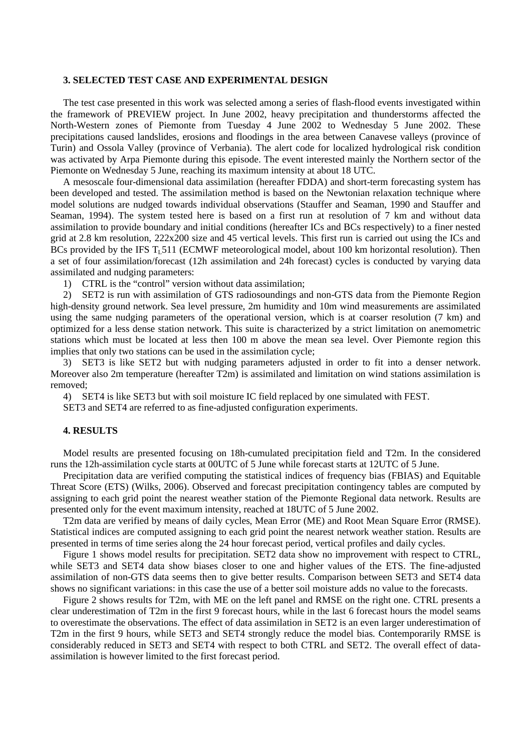### 3. SELECTED TEST CASE AND EXPERIMENTAL DESIGN

The test case presented in this work was selected among a series of flash-flood events investigated within the framework of PREVIEW project. In June 2002, heavy precipitation and thunderstorms affected the North-Western zones of Piemonte from Tuesday 4 June 2002 to Wednesday 5 June 2002. These precipitations caused landslides, erosions and floodings in the area between Canavese valleys (province of Turin) and Ossola Valley (province of Verbania). The alert code for localized hydrological risk condition was activated by Arpa Piemonte during this episode. The event interested mainly the Northern sector of the Piemonte on Wednesday 5 June, reaching its maximum intensity at about 18 UTC.

A mesoscale four-dimensional data assimilation (hereafter FDDA) and short-term forecasting system has been developed and tested. The assimilation method is based on the Newtonian relaxation technique where model solutions are nudged towards individual observations (Stauffer and Seaman, 1990 and Stauffer and Seaman, 1994). The system tested here is based on a first run at resolution of 7 km and without data assimilation to provide boundary and initial conditions (hereafter ICs and BCs respectively) to a finer nested grid at 2.8 km resolution, 222x200 size and 45 vertical levels. This first run is carried out using the ICs and BCs provided by the IFS $T_L511$ (ECMWF meteorological model, about 100 km horizontal resolution). Then a set of four assimilation/forecast (12h assimilation and 24h forecast) cycles is conducted by varying data assimilated and nudging parameters:

1) CTRL is the "control" version without data assimilation;
2) SET2 is run with assimilation of GTS radiosoundings and non-GTS data from the Piemonte Region high-density ground network. Sea level pressure, 2m humidity and 10m wind measurements are assimilated using the same nudging parameters of the operational version, which is at coarser resolution (7 km) and optimized for a less dense station network. This suite is characterized by a strict limitation on anemometric stations which must be located at less then 100 m above the mean sea level. Over Piemonte region this implies that only two stations can be used in the assimilation cycle;
3) SET3 is like SET2 but with nudging parameters adjusted in order to fit into a denser network. Moreover also 2m temperature (hereafter T2m) is assimilated and limitation on wind stations assimilation is removed;
4) SET4 is like SET3 but with soil moisture IC field replaced by one simulated with FEST.

SET3 and SET4 are referred to as fine-adjusted configuration experiments.

### 4. RESULTS

Model results are presented focusing on 18h-cumulated precipitation field and T2m. In the considered runs the 12h-assimilation cycle starts at 00UTC of 5 June while forecast starts at 12UTC of 5 June.

Precipitation data are verified computing the statistical indices of frequency bias (FBIAS) and Equitable Threat Score (ETS) (Wilks, 2006). Observed and forecast precipitation contingency tables are computed by assigning to each grid point the nearest weather station of the Piemonte Regional data network. Results are presented only for the event maximum intensity, reached at 18UTC of 5 June 2002.

T2m data are verified by means of daily cycles, Mean Error (ME) and Root Mean Square Error (RMSE). Statistical indices are computed assigning to each grid point the nearest network weather station. Results are presented in terms of time series along the 24 hour forecast period, vertical profiles and daily cycles.

Figure 1 shows model results for precipitation. SET2 data show no improvement with respect to CTRL, while SET3 and SET4 data show biases closer to one and higher values of the ETS. The fine-adjusted assimilation of non-GTS data seems then to give better results. Comparison between SET3 and SET4 data shows no significant variations: in this case the use of a better soil moisture adds no value to the forecasts.

Figure 2 shows results for T2m, with ME on the left panel and RMSE on the right one. CTRL presents a clear underestimation of T2m in the first 9 forecast hours, while in the last 6 forecast hours the model seams to overestimate the observations. The effect of data assimilation in SET2 is an even larger underestimation of T2m in the first 9 hours, while SET3 and SET4 strongly reduce the model bias. Contemporarily RMSE is considerably reduced in SET3 and SET4 with respect to both CTRL and SET2. The overall effect of data-assimilation is however limited to the first forecast period.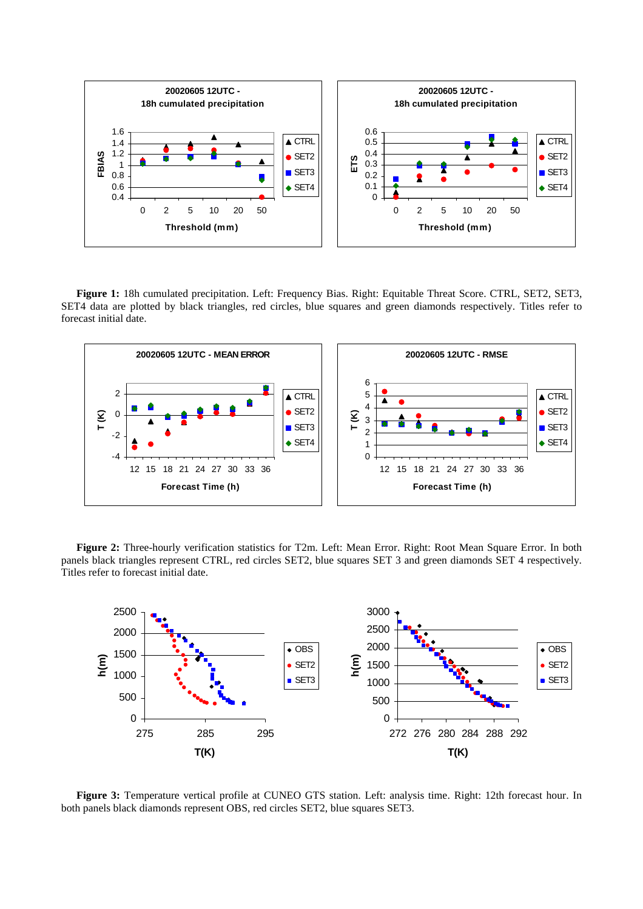**Figure 1:** 18h cumulated precipitation. Left: Frequency Bias. Right: Equitable Threat Score. CTRL, SET2, SET3, SET4 data are plotted by black triangles, red circles, blue squares and green diamonds respectively. Titles refer to forecast initial date.

**Figure 2:** Three-hourly verification statistics for T2m. Left: Mean Error. Right: Root Mean Square Error. In both panels black triangles represent CTRL, red circles SET2, blue squares SET 3 and green diamonds SET 4 respectively. Titles refer to forecast initial date.

**Figure 3:** Temperature vertical profile at CUNEO GTS station. Left: analysis time. Right: 12th forecast hour. In both panels black diamonds represent OBS, red circles SET2, blue squares SET3.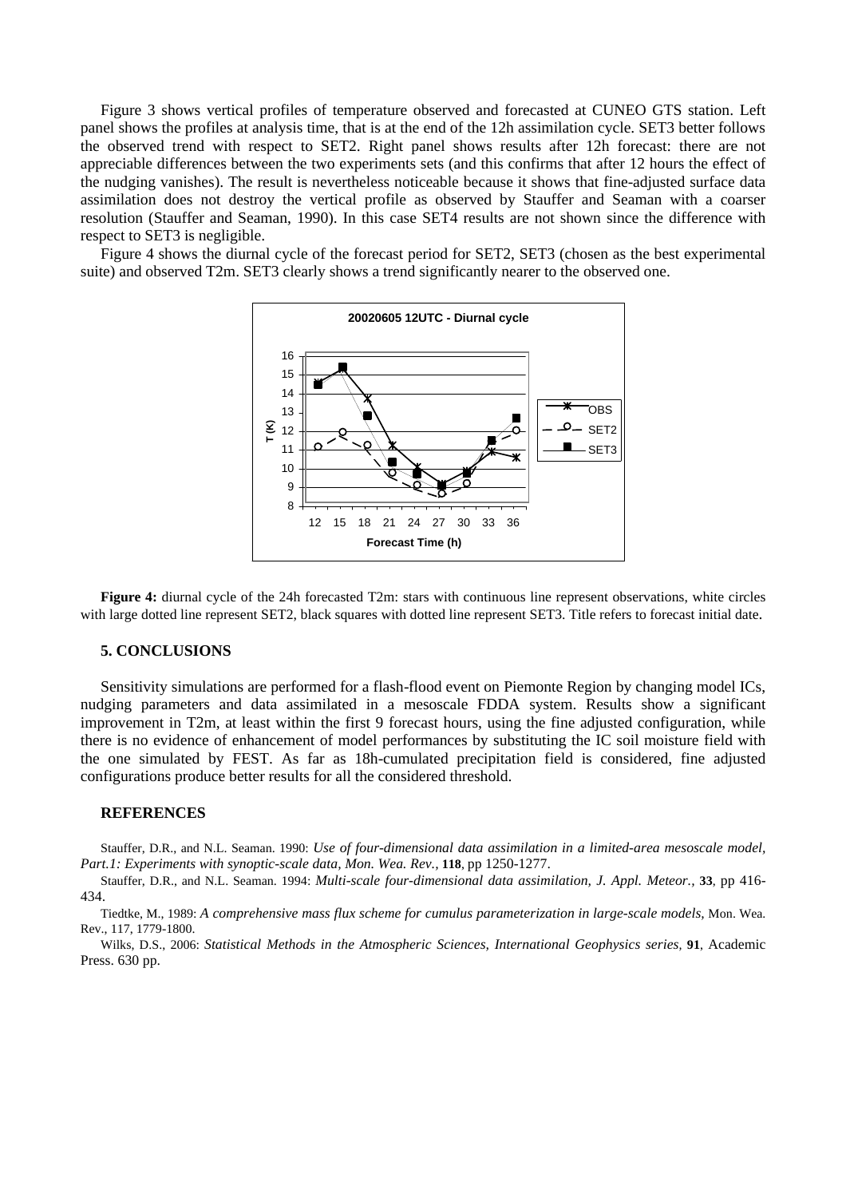Figure 3 shows vertical profiles of temperature observed and forecasted at CUNEO GTS station. Left panel shows the profiles at analysis time, that is at the end of the 12h assimilation cycle. SET3 better follows the observed trend with respect to SET2. Right panel shows results after 12h forecast: there are not appreciable differences between the two experiments sets (and this confirms that after 12 hours the effect of the nudging vanishes). The result is nevertheless noticeable because it shows that fine-adjusted surface data assimilation does not destroy the vertical profile as observed by Stauffer and Seaman with a coarser resolution (Stauffer and Seaman, 1990). In this case SET4 results are not shown since the difference with respect to SET3 is negligible.

Figure 4 shows the diurnal cycle of the forecast period for SET2, SET3 (chosen as the best experimental suite) and observed T2m. SET3 clearly shows a trend significantly nearer to the observed one.

20020605 12UTC - Diurnal cycle

T (K)

16
15
14
13
12
11
10
9
8

12 15 18 21 24 27 30 33 36

Forecast Time (h)

OBS
SET2
SET3

**Figure 4:** diurnal cycle of the 24h forecasted T2m: stars with continuous line represent observations, white circles with large dotted line represent SET2, black squares with dotted line represent SET3. Title refers to forecast initial date.

## 5. CONCLUSIONS

Sensitivity simulations are performed for a flash-flood event on Piemonte Region by changing model ICs, nudging parameters and data assimilated in a mesoscale FDDA system. Results show a significant improvement in T2m, at least within the first 9 forecast hours, using the fine adjusted configuration, while there is no evidence of enhancement of model performances by substituting the IC soil moisture field with the one simulated by FEST. As far as 18h-cumulated precipitation field is considered, fine adjusted configurations produce better results for all the considered threshold.

## REFERENCES

Stauffer, D.R., and N.L. Seaman. 1990: *Use of four-dimensional data assimilation in a limited-area mesoscale model, Part.1: Experiments with synoptic-scale data, Mon. Wea. Rev.,* **118**, pp 1250-1277.

Stauffer, D.R., and N.L. Seaman. 1994: *Multi-scale four-dimensional data assimilation, J. Appl. Meteor.,* **33**, pp 416-434.

Tiedtke, M., 1989: *A comprehensive mass flux scheme for cumulus parameterization in large-scale models*, Mon. Wea. Rev., 117, 1779-1800.

Wilks, D.S., 2006: *Statistical Methods in the Atmospheric Sciences, International Geophysics series,* **91**, Academic Press. 630 pp.